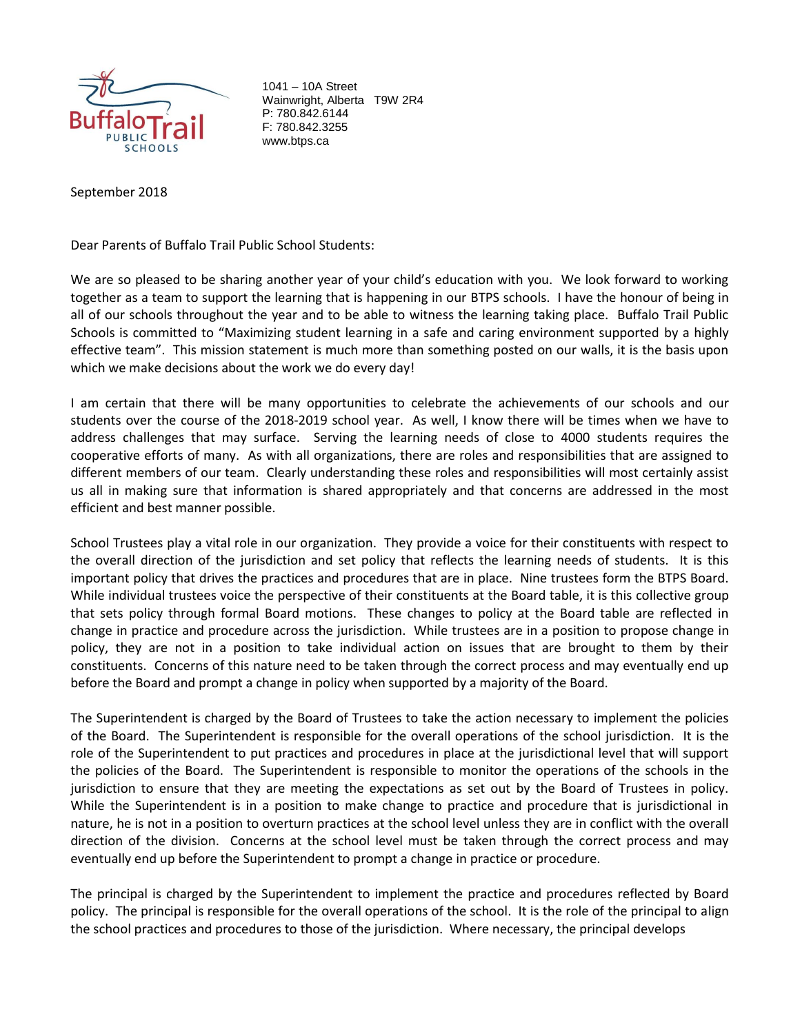Buffalo Trail Public Schools

1041 – 10A Street
Wainwright, Alberta T9W 2R4
P: 780.842.6144
F: 780.842.3255
www.btps.ca

September 2018

Dear Parents of Buffalo Trail Public School Students:

We are so pleased to be sharing another year of your child's education with you. We look forward to working together as a team to support the learning that is happening in our BTPS schools. I have the honour of being in all of our schools throughout the year and to be able to witness the learning taking place. Buffalo Trail Public Schools is committed to "Maximizing student learning in a safe and caring environment supported by a highly effective team". This mission statement is much more than something posted on our walls, it is the basis upon which we make decisions about the work we do every day!

I am certain that there will be many opportunities to celebrate the achievements of our schools and our students over the course of the 2018-2019 school year. As well, I know there will be times when we have to address challenges that may surface. Serving the learning needs of close to 4000 students requires the cooperative efforts of many. As with all organizations, there are roles and responsibilities that are assigned to different members of our team. Clearly understanding these roles and responsibilities will most certainly assist us all in making sure that information is shared appropriately and that concerns are addressed in the most efficient and best manner possible.

School Trustees play a vital role in our organization. They provide a voice for their constituents with respect to the overall direction of the jurisdiction and set policy that reflects the learning needs of students. It is this important policy that drives the practices and procedures that are in place. Nine trustees form the BTPS Board. While individual trustees voice the perspective of their constituents at the Board table, it is this collective group that sets policy through formal Board motions. These changes to policy at the Board table are reflected in change in practice and procedure across the jurisdiction. While trustees are in a position to propose change in policy, they are not in a position to take individual action on issues that are brought to them by their constituents. Concerns of this nature need to be taken through the correct process and may eventually end up before the Board and prompt a change in policy when supported by a majority of the Board.

The Superintendent is charged by the Board of Trustees to take the action necessary to implement the policies of the Board. The Superintendent is responsible for the overall operations of the school jurisdiction. It is the role of the Superintendent to put practices and procedures in place at the jurisdictional level that will support the policies of the Board. The Superintendent is responsible to monitor the operations of the schools in the jurisdiction to ensure that they are meeting the expectations as set out by the Board of Trustees in policy. While the Superintendent is in a position to make change to practice and procedure that is jurisdictional in nature, he is not in a position to overturn practices at the school level unless they are in conflict with the overall direction of the division. Concerns at the school level must be taken through the correct process and may eventually end up before the Superintendent to prompt a change in practice or procedure.

The principal is charged by the Superintendent to implement the practice and procedures reflected by Board policy. The principal is responsible for the overall operations of the school. It is the role of the principal to align the school practices and procedures to those of the jurisdiction. Where necessary, the principal develops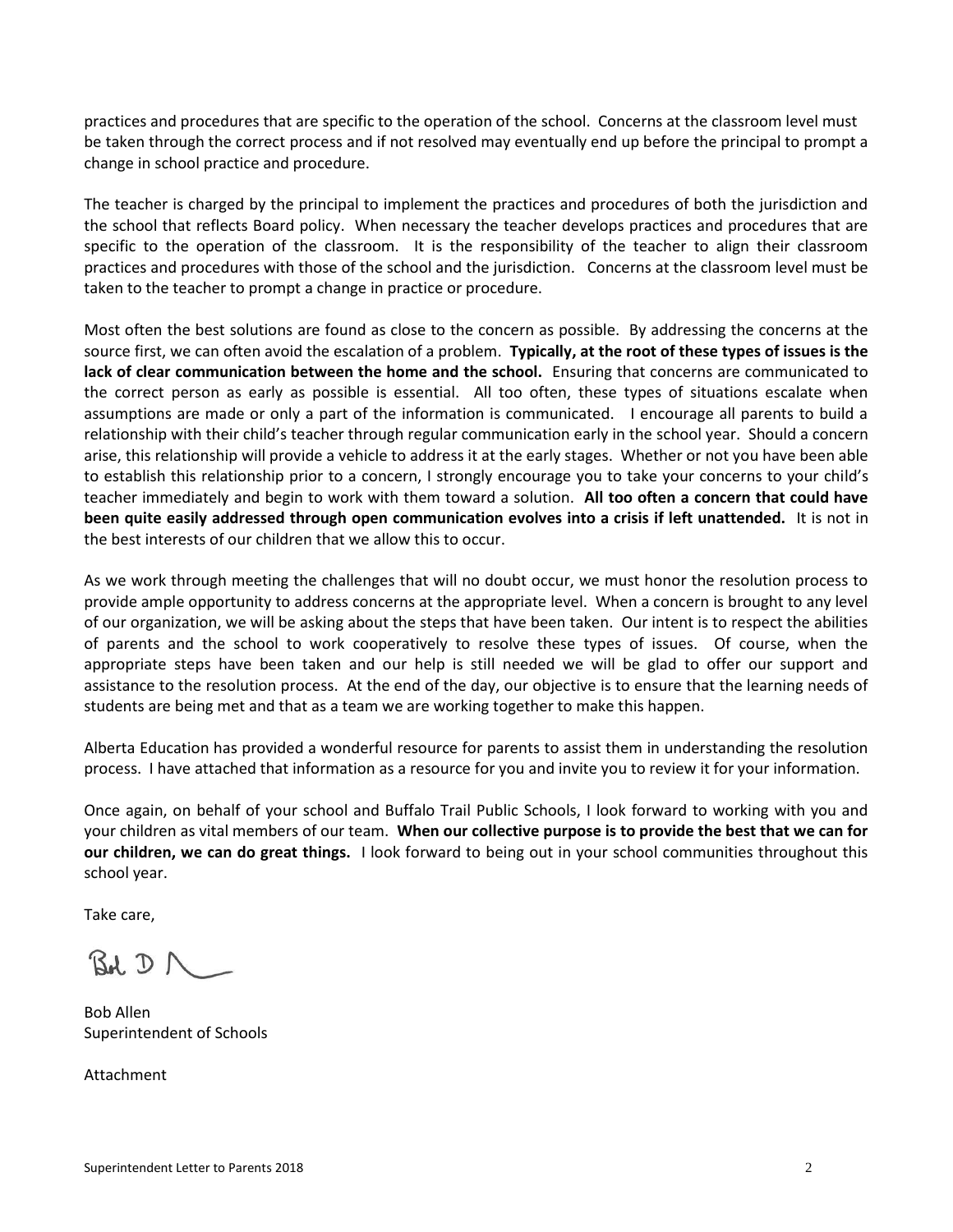practices and procedures that are specific to the operation of the school. Concerns at the classroom level must be taken through the correct process and if not resolved may eventually end up before the principal to prompt a change in school practice and procedure.

The teacher is charged by the principal to implement the practices and procedures of both the jurisdiction and the school that reflects Board policy. When necessary the teacher develops practices and procedures that are specific to the operation of the classroom. It is the responsibility of the teacher to align their classroom practices and procedures with those of the school and the jurisdiction. Concerns at the classroom level must be taken to the teacher to prompt a change in practice or procedure.

Most often the best solutions are found as close to the concern as possible. By addressing the concerns at the source first, we can often avoid the escalation of a problem. **Typically, at the root of these types of issues is the lack of clear communication between the home and the school.** Ensuring that concerns are communicated to the correct person as early as possible is essential. All too often, these types of situations escalate when assumptions are made or only a part of the information is communicated. I encourage all parents to build a relationship with their child's teacher through regular communication early in the school year. Should a concern arise, this relationship will provide a vehicle to address it at the early stages. Whether or not you have been able to establish this relationship prior to a concern, I strongly encourage you to take your concerns to your child's teacher immediately and begin to work with them toward a solution. **All too often a concern that could have been quite easily addressed through open communication evolves into a crisis if left unattended.** It is not in the best interests of our children that we allow this to occur.

As we work through meeting the challenges that will no doubt occur, we must honor the resolution process to provide ample opportunity to address concerns at the appropriate level. When a concern is brought to any level of our organization, we will be asking about the steps that have been taken. Our intent is to respect the abilities of parents and the school to work cooperatively to resolve these types of issues. Of course, when the appropriate steps have been taken and our help is still needed we will be glad to offer our support and assistance to the resolution process. At the end of the day, our objective is to ensure that the learning needs of students are being met and that as a team we are working together to make this happen.

Alberta Education has provided a wonderful resource for parents to assist them in understanding the resolution process. I have attached that information as a resource for you and invite you to review it for your information.

Once again, on behalf of your school and Buffalo Trail Public Schools, I look forward to working with you and your children as vital members of our team. **When our collective purpose is to provide the best that we can for our children, we can do great things.** I look forward to being out in your school communities throughout this school year.

Take care,

Bob D A

Bob Allen
Superintendent of Schools

Attachment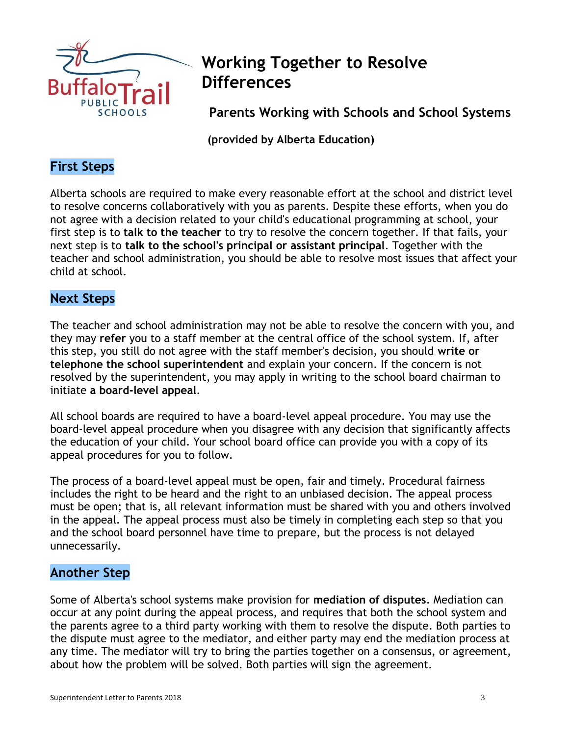# Working Together to Resolve Differences

## Parents Working with Schools and School Systems

**(provided by Alberta Education)**

## First Steps

Alberta schools are required to make every reasonable effort at the school and district level to resolve concerns collaboratively with you as parents. Despite these efforts, when you do not agree with a decision related to your child's educational programming at school, your first step is to **talk to the teacher** to try to resolve the concern together. If that fails, your next step is to **talk to the school's principal or assistant principal**. Together with the teacher and school administration, you should be able to resolve most issues that affect your child at school.

## Next Steps

The teacher and school administration may not be able to resolve the concern with you, and they may **refer** you to a staff member at the central office of the school system. If, after this step, you still do not agree with the staff member's decision, you should **write or telephone the school superintendent** and explain your concern. If the concern is not resolved by the superintendent, you may apply in writing to the school board chairman to initiate **a board-level appeal**.

All school boards are required to have a board-level appeal procedure. You may use the board-level appeal procedure when you disagree with any decision that significantly affects the education of your child. Your school board office can provide you with a copy of its appeal procedures for you to follow.

The process of a board-level appeal must be open, fair and timely. Procedural fairness includes the right to be heard and the right to an unbiased decision. The appeal process must be open; that is, all relevant information must be shared with you and others involved in the appeal. The appeal process must also be timely in completing each step so that you and the school board personnel have time to prepare, but the process is not delayed unnecessarily.

## Another Step

Some of Alberta's school systems make provision for **mediation of disputes**. Mediation can occur at any point during the appeal process, and requires that both the school system and the parents agree to a third party working with them to resolve the dispute. Both parties to the dispute must agree to the mediator, and either party may end the mediation process at any time. The mediator will try to bring the parties together on a consensus, or agreement, about how the problem will be solved. Both parties will sign the agreement.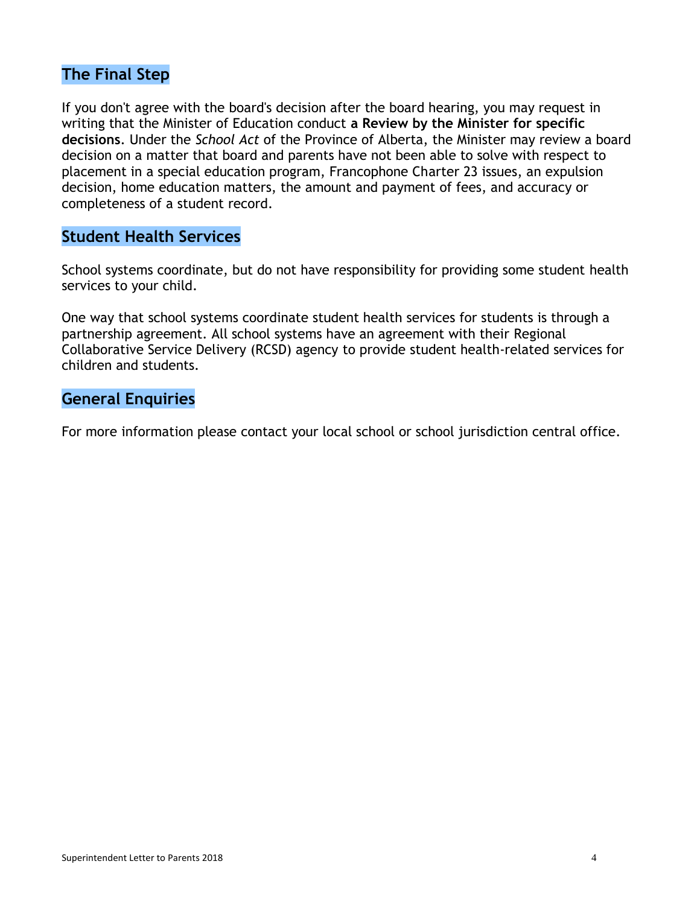## The Final Step

If you don't agree with the board's decision after the board hearing, you may request in writing that the Minister of Education conduct **a Review by the Minister for specific decisions**. Under the *School Act* of the Province of Alberta, the Minister may review a board decision on a matter that board and parents have not been able to solve with respect to placement in a special education program, Francophone Charter 23 issues, an expulsion decision, home education matters, the amount and payment of fees, and accuracy or completeness of a student record.

## Student Health Services

School systems coordinate, but do not have responsibility for providing some student health services to your child.

One way that school systems coordinate student health services for students is through a partnership agreement. All school systems have an agreement with their Regional Collaborative Service Delivery (RCSD) agency to provide student health-related services for children and students.

## General Enquiries

For more information please contact your local school or school jurisdiction central office.